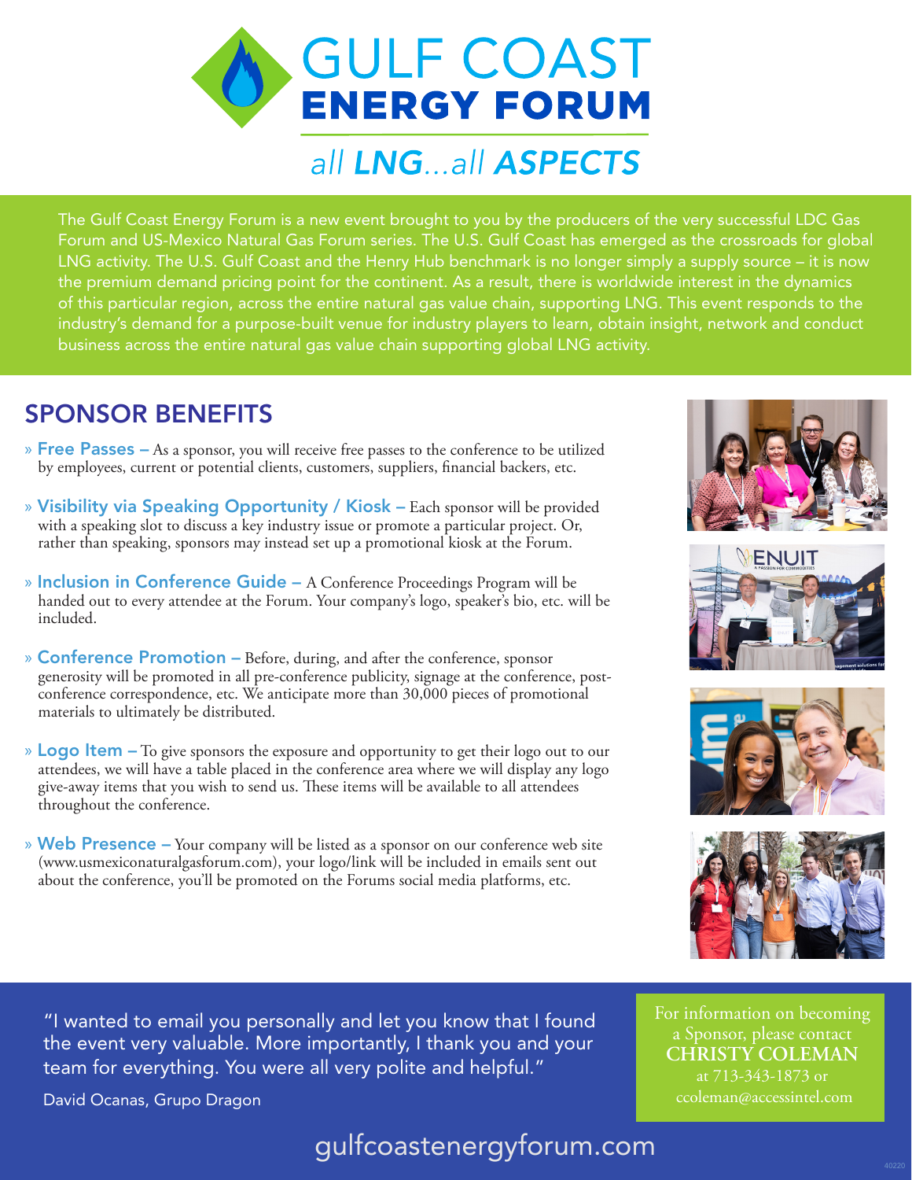# GULF COAST ENERGY FORUM

*all LNG...all ASPECTS*

The Gulf Coast Energy Forum is a new event brought to you by the producers of the very successful LDC Gas Forum and US-Mexico Natural Gas Forum series. The U.S. Gulf Coast has emerged as the crossroads for global LNG activity. The U.S. Gulf Coast and the Henry Hub benchmark is no longer simply a supply source – it is now the premium demand pricing point for the continent. As a result, there is worldwide interest in the dynamics of this particular region, across the entire natural gas value chain, supporting LNG. This event responds to the industry's demand for a purpose-built venue for industry players to learn, obtain insight, network and conduct business across the entire natural gas value chain supporting global LNG activity.

## SPONSOR BENEFITS

- **Free Passes –** As a sponsor, you will receive free passes to the conference to be utilized by employees, current or potential clients, customers, suppliers, financial backers, etc.
- **Visibility via Speaking Opportunity / Kiosk –** Each sponsor will be provided with a speaking slot to discuss a key industry issue or promote a particular project. Or, rather than speaking, sponsors may instead set up a promotional kiosk at the Forum.
- **Inclusion in Conference Guide –** A Conference Proceedings Program will be handed out to every attendee at the Forum. Your company's logo, speaker's bio, etc. will be included.
- **Conference Promotion –** Before, during, and after the conference, sponsor generosity will be promoted in all pre-conference publicity, signage at the conference, post-conference correspondence, etc. We anticipate more than 30,000 pieces of promotional materials to ultimately be distributed.
- **Logo Item –** To give sponsors the exposure and opportunity to get their logo out to our attendees, we will have a table placed in the conference area where we will display any logo give-away items that you wish to send us. These items will be available to all attendees throughout the conference.
- **Web Presence –** Your company will be listed as a sponsor on our conference web site (www.usmexiconaturalgasforum.com), your logo/link will be included in emails sent out about the conference, you'll be promoted on the Forums social media platforms, etc.

"I wanted to email you personally and let you know that I found the event very valuable. More importantly, I thank you and your team for everything. You were all very polite and helpful."

David Ocanas, Grupo Dragon

For information on becoming a Sponsor, please contact **CHRISTY COLEMAN** at 713-343-1873 or ccoleman@accessintel.com

gulfcoastenergyforum.com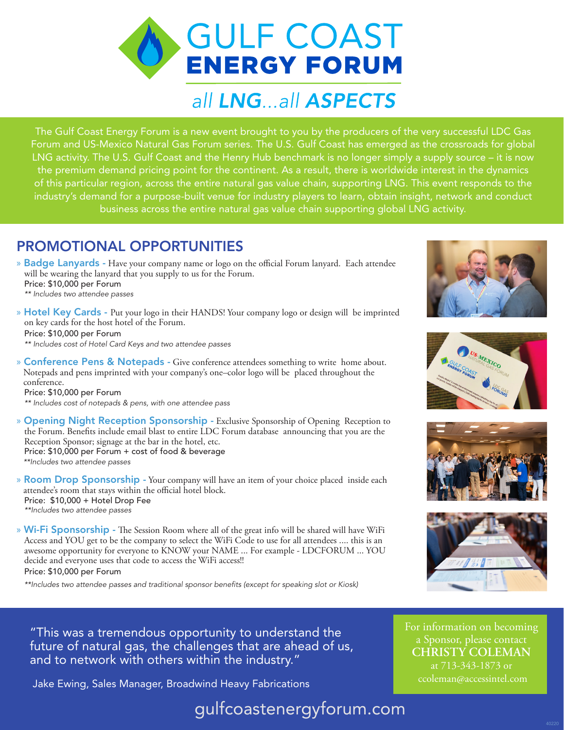# GULF COAST ENERGY FORUM

*all LNG...all ASPECTS*

The Gulf Coast Energy Forum is a new event brought to you by the producers of the very successful LDC Gas Forum and US-Mexico Natural Gas Forum series. The U.S. Gulf Coast has emerged as the crossroads for global LNG activity. The U.S. Gulf Coast and the Henry Hub benchmark is no longer simply a supply source – it is now the premium demand pricing point for the continent. As a result, there is worldwide interest in the dynamics of this particular region, across the entire natural gas value chain, supporting LNG. This event responds to the industry's demand for a purpose-built venue for industry players to learn, obtain insight, network and conduct business across the entire natural gas value chain supporting global LNG activity.

## PROMOTIONAL OPPORTUNITIES

» **Badge Lanyards -** Have your company name or logo on the official Forum lanyard. Each attendee will be wearing the lanyard that you supply to us for the Forum.
Price: $10,000 per Forum
*** Includes two attendee passes*

» **Hotel Key Cards -** Put your logo in their HANDS! Your company logo or design will be imprinted on key cards for the host hotel of the Forum.
Price: $10,000 per Forum
*** Includes cost of Hotel Card Keys and two attendee passes*

» **Conference Pens & Notepads -** Give conference attendees something to write home about. Notepads and pens imprinted with your company's one–color logo will be placed throughout the conference.
Price: $10,000 per Forum
*** Includes cost of notepads & pens, with one attendee pass*

» **Opening Night Reception Sponsorship -** Exclusive Sponsorship of Opening Reception to the Forum. Benefits include email blast to entire LDC Forum database announcing that you are the Reception Sponsor; signage at the bar in the hotel, etc.
Price: $10,000 per Forum + cost of food & beverage
***Includes two attendee passes*

» **Room Drop Sponsorship -** Your company will have an item of your choice placed inside each attendee's room that stays within the official hotel block.
Price: $10,000 + Hotel Drop Fee
***Includes two attendee passes*

» **Wi-Fi Sponsorship -** The Session Room where all of the great info will be shared will have WiFi Access and YOU get to be the company to select the WiFi Code to use for all attendees .... this is an awesome opportunity for everyone to KNOW your NAME ... For example - LDCFORUM ... YOU decide and everyone uses that code to access the WiFi access!!
Price: $10,000 per Forum
***Includes two attendee passes and traditional sponsor benefits (except for speaking slot or Kiosk)*

"This was a tremendous opportunity to understand the future of natural gas, the challenges that are ahead of us, and to network with others within the industry."

Jake Ewing, Sales Manager, Broadwind Heavy Fabrications

For information on becoming a Sponsor, please contact **CHRISTY COLEMAN** at 713-343-1873 or ccoleman@accessintel.com

gulfcoastenergyforum.com